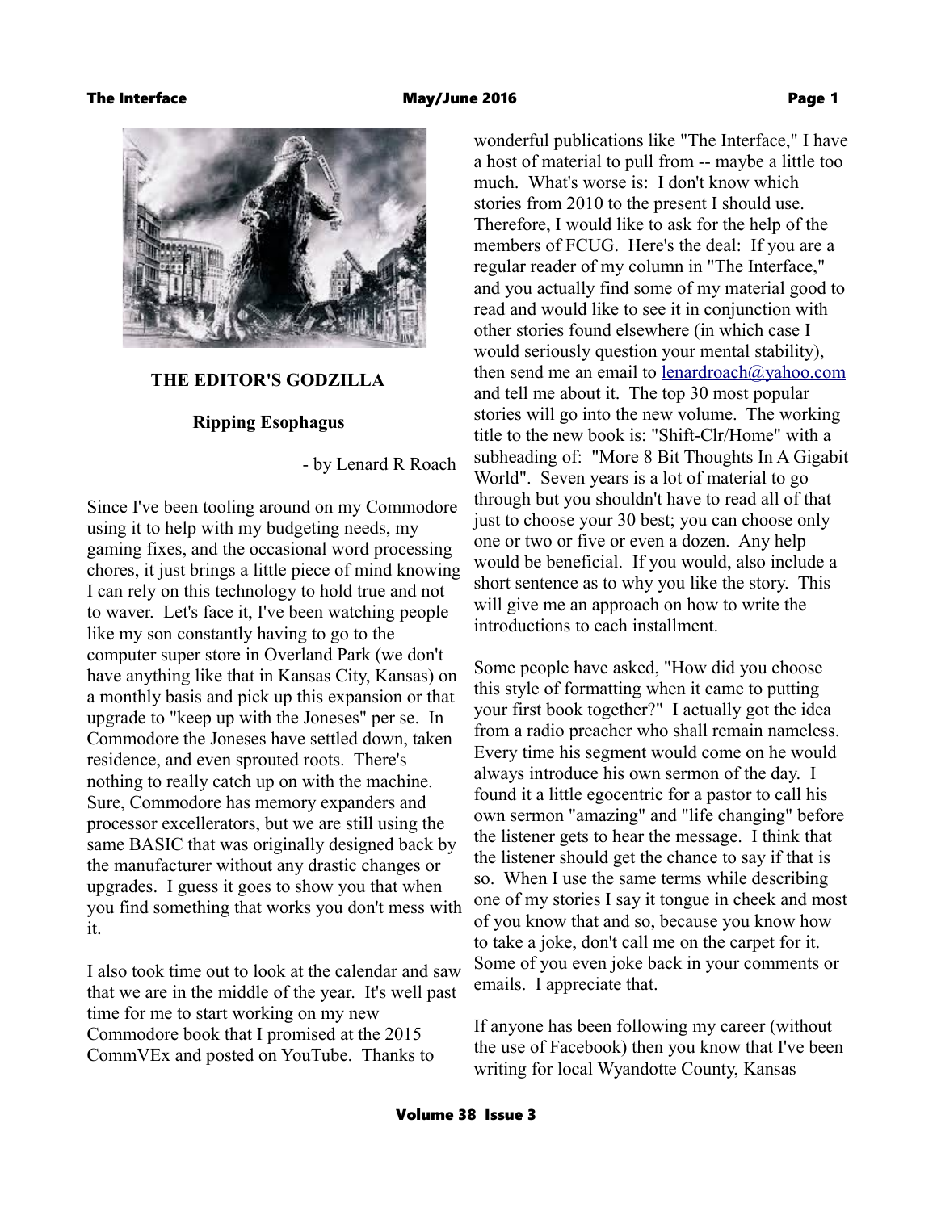# THE EDITOR'S GODZILLA

## Ripping Esophagus

- by Lenard R Roach

Since I've been tooling around on my Commodore using it to help with my budgeting needs, my gaming fixes, and the occasional word processing chores, it just brings a little piece of mind knowing I can rely on this technology to hold true and not to waver. Let's face it, I've been watching people like my son constantly having to go to the computer super store in Overland Park (we don't have anything like that in Kansas City, Kansas) on a monthly basis and pick up this expansion or that upgrade to "keep up with the Joneses" per se. In Commodore the Joneses have settled down, taken residence, and even sprouted roots. There's nothing to really catch up on with the machine. Sure, Commodore has memory expanders and processor excellerators, but we are still using the same BASIC that was originally designed back by the manufacturer without any drastic changes or upgrades. I guess it goes to show you that when you find something that works you don't mess with it.

I also took time out to look at the calendar and saw that we are in the middle of the year. It's well past time for me to start working on my new Commodore book that I promised at the 2015 CommVEx and posted on YouTube. Thanks to wonderful publications like "The Interface," I have a host of material to pull from -- maybe a little too much. What's worse is: I don't know which stories from 2010 to the present I should use. Therefore, I would like to ask for the help of the members of FCUG. Here's the deal: If you are a regular reader of my column in "The Interface," and you actually find some of my material good to read and would like to see it in conjunction with other stories found elsewhere (in which case I would seriously question your mental stability), then send me an email to lenardroach@yahoo.com and tell me about it. The top 30 most popular stories will go into the new volume. The working title to the new book is: "Shift-Clr/Home" with a subheading of: "More 8 Bit Thoughts In A Gigabit World". Seven years is a lot of material to go through but you shouldn't have to read all of that just to choose your 30 best; you can choose only one or two or five or even a dozen. Any help would be beneficial. If you would, also include a short sentence as to why you like the story. This will give me an approach on how to write the introductions to each installment.

Some people have asked, "How did you choose this style of formatting when it came to putting your first book together?" I actually got the idea from a radio preacher who shall remain nameless. Every time his segment would come on he would always introduce his own sermon of the day. I found it a little egocentric for a pastor to call his own sermon "amazing" and "life changing" before the listener gets to hear the message. I think that the listener should get the chance to say if that is so. When I use the same terms while describing one of my stories I say it tongue in cheek and most of you know that and so, because you know how to take a joke, don't call me on the carpet for it. Some of you even joke back in your comments or emails. I appreciate that.

If anyone has been following my career (without the use of Facebook) then you know that I've been writing for local Wyandotte County, Kansas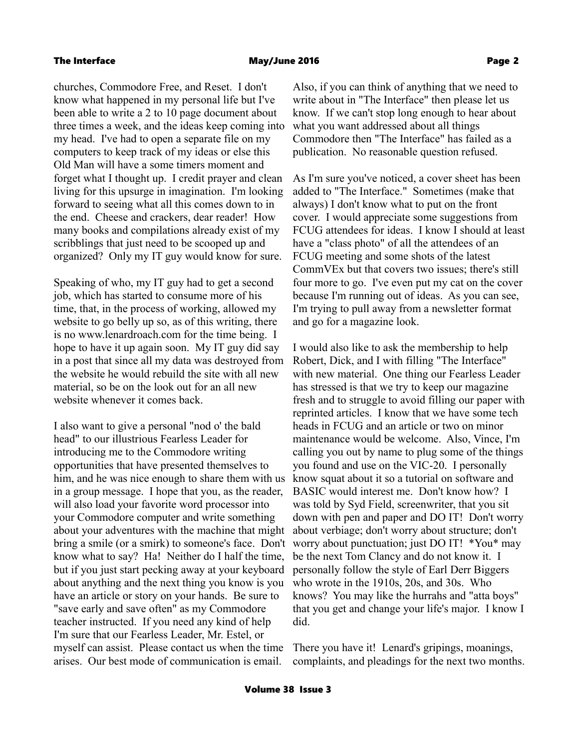churches, Commodore Free, and Reset. I don't know what happened in my personal life but I've been able to write a 2 to 10 page document about three times a week, and the ideas keep coming into my head. I've had to open a separate file on my computers to keep track of my ideas or else this Old Man will have a some timers moment and forget what I thought up. I credit prayer and clean living for this upsurge in imagination. I'm looking forward to seeing what all this comes down to in the end. Cheese and crackers, dear reader! How many books and compilations already exist of my scribblings that just need to be scooped up and organized? Only my IT guy would know for sure.

Speaking of who, my IT guy had to get a second job, which has started to consume more of his time, that, in the process of working, allowed my website to go belly up so, as of this writing, there is no www.lenardroach.com for the time being. I hope to have it up again soon. My IT guy did say in a post that since all my data was destroyed from the website he would rebuild the site with all new material, so be on the look out for an all new website whenever it comes back.

I also want to give a personal "nod o' the bald head" to our illustrious Fearless Leader for introducing me to the Commodore writing opportunities that have presented themselves to him, and he was nice enough to share them with us in a group message. I hope that you, as the reader, will also load your favorite word processor into your Commodore computer and write something about your adventures with the machine that might bring a smile (or a smirk) to someone's face. Don't know what to say? Ha! Neither do I half the time, but if you just start pecking away at your keyboard about anything and the next thing you know is you have an article or story on your hands. Be sure to "save early and save often" as my Commodore teacher instructed. If you need any kind of help I'm sure that our Fearless Leader, Mr. Estel, or myself can assist. Please contact us when the time arises. Our best mode of communication is email.

Also, if you can think of anything that we need to write about in "The Interface" then please let us know. If we can't stop long enough to hear about what you want addressed about all things Commodore then "The Interface" has failed as a publication. No reasonable question refused.

As I'm sure you've noticed, a cover sheet has been added to "The Interface." Sometimes (make that always) I don't know what to put on the front cover. I would appreciate some suggestions from FCUG attendees for ideas. I know I should at least have a "class photo" of all the attendees of an FCUG meeting and some shots of the latest CommVEx but that covers two issues; there's still four more to go. I've even put my cat on the cover because I'm running out of ideas. As you can see, I'm trying to pull away from a newsletter format and go for a magazine look.

I would also like to ask the membership to help Robert, Dick, and I with filling "The Interface" with new material. One thing our Fearless Leader has stressed is that we try to keep our magazine fresh and to struggle to avoid filling our paper with reprinted articles. I know that we have some tech heads in FCUG and an article or two on minor maintenance would be welcome. Also, Vince, I'm calling you out by name to plug some of the things you found and use on the VIC-20. I personally know squat about it so a tutorial on software and BASIC would interest me. Don't know how? I was told by Syd Field, screenwriter, that you sit down with pen and paper and DO IT! Don't worry about verbiage; don't worry about structure; don't worry about punctuation; just DO IT! *You* may be the next Tom Clancy and do not know it. I personally follow the style of Earl Derr Biggers who wrote in the 1910s, 20s, and 30s. Who knows? You may like the hurrahs and "atta boys" that you get and change your life's major. I know I did.

There you have it! Lenard's gripings, moanings, complaints, and pleadings for the next two months.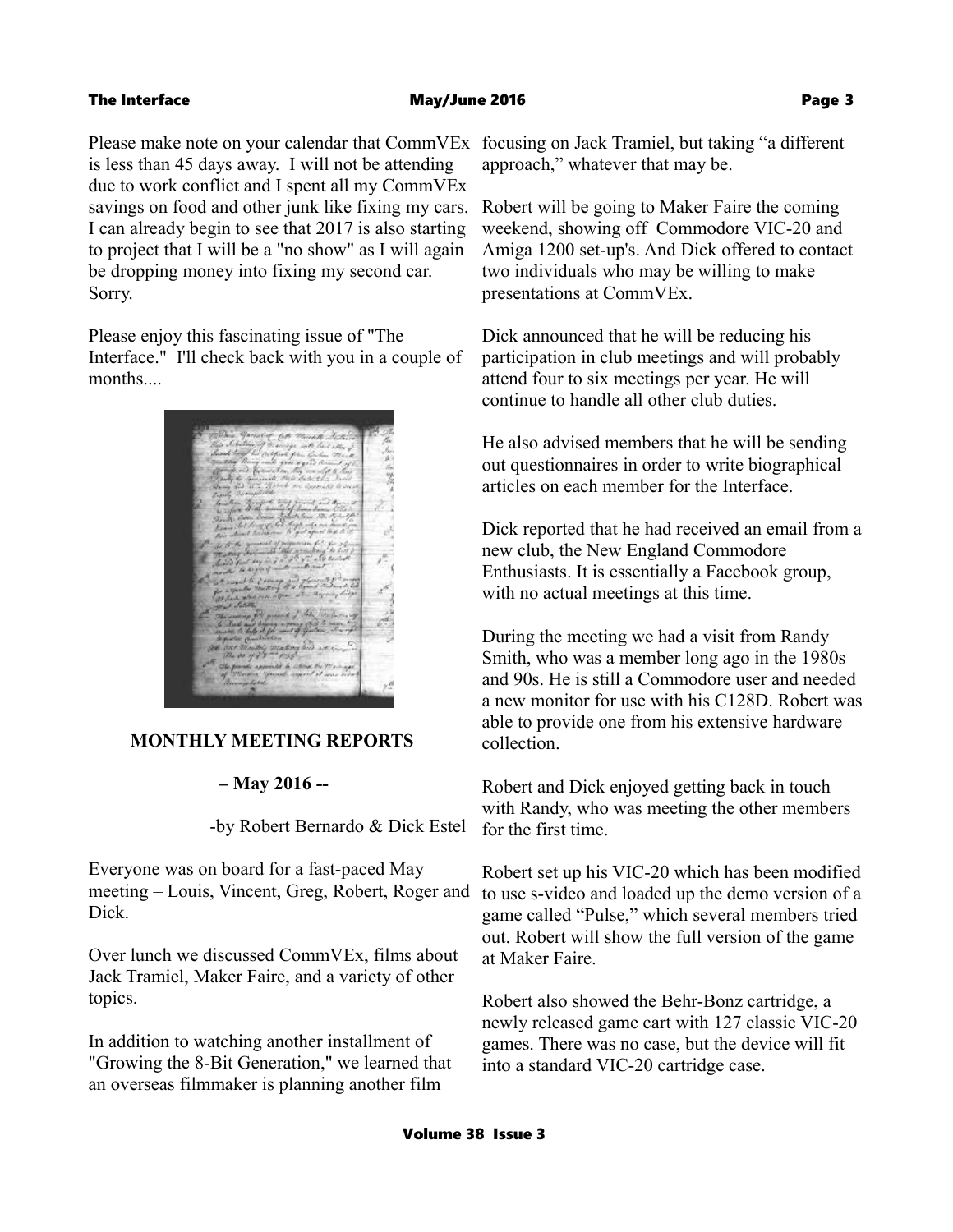Please make note on your calendar that CommVEx is less than 45 days away. I will not be attending due to work conflict and I spent all my CommVEx savings on food and other junk like fixing my cars. I can already begin to see that 2017 is also starting to project that I will be a "no show" as I will again be dropping money into fixing my second car. Sorry.

Please enjoy this fascinating issue of "The Interface." I'll check back with you in a couple of months....

## MONTHLY MEETING REPORTS

### – May 2016 --

-by Robert Bernardo & Dick Estel

Everyone was on board for a fast-paced May meeting – Louis, Vincent, Greg, Robert, Roger and Dick.

Over lunch we discussed CommVEx, films about Jack Tramiel, Maker Faire, and a variety of other topics.

In addition to watching another installment of "Growing the 8-Bit Generation," we learned that an overseas filmmaker is planning another film focusing on Jack Tramiel, but taking "a different approach," whatever that may be.

Robert will be going to Maker Faire the coming weekend, showing off Commodore VIC-20 and Amiga 1200 set-up's. And Dick offered to contact two individuals who may be willing to make presentations at CommVEx.

Dick announced that he will be reducing his participation in club meetings and will probably attend four to six meetings per year. He will continue to handle all other club duties.

He also advised members that he will be sending out questionnaires in order to write biographical articles on each member for the Interface.

Dick reported that he had received an email from a new club, the New England Commodore Enthusiasts. It is essentially a Facebook group, with no actual meetings at this time.

During the meeting we had a visit from Randy Smith, who was a member long ago in the 1980s and 90s. He is still a Commodore user and needed a new monitor for use with his C128D. Robert was able to provide one from his extensive hardware collection.

Robert and Dick enjoyed getting back in touch with Randy, who was meeting the other members for the first time.

Robert set up his VIC-20 which has been modified to use s-video and loaded up the demo version of a game called "Pulse," which several members tried out. Robert will show the full version of the game at Maker Faire.

Robert also showed the Behr-Bonz cartridge, a newly released game cart with 127 classic VIC-20 games. There was no case, but the device will fit into a standard VIC-20 cartridge case.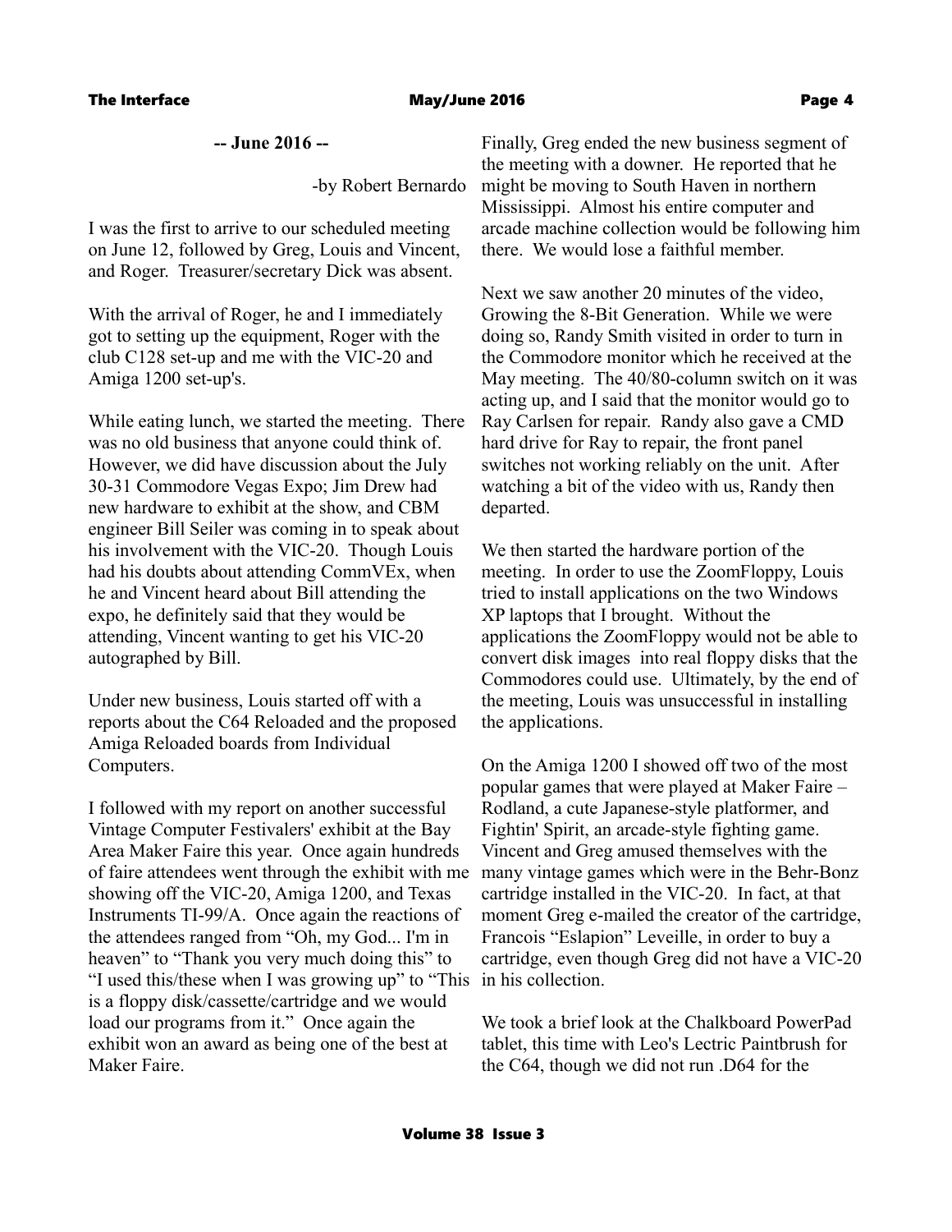**-- June 2016 --**

-by Robert Bernardo

I was the first to arrive to our scheduled meeting on June 12, followed by Greg, Louis and Vincent, and Roger. Treasurer/secretary Dick was absent.

With the arrival of Roger, he and I immediately got to setting up the equipment, Roger with the club C128 set-up and me with the VIC-20 and Amiga 1200 set-up's.

While eating lunch, we started the meeting. There was no old business that anyone could think of. However, we did have discussion about the July 30-31 Commodore Vegas Expo; Jim Drew had new hardware to exhibit at the show, and CBM engineer Bill Seiler was coming in to speak about his involvement with the VIC-20. Though Louis had his doubts about attending CommVEx, when he and Vincent heard about Bill attending the expo, he definitely said that they would be attending, Vincent wanting to get his VIC-20 autographed by Bill.

Under new business, Louis started off with a reports about the C64 Reloaded and the proposed Amiga Reloaded boards from Individual Computers.

I followed with my report on another successful Vintage Computer Festivalers' exhibit at the Bay Area Maker Faire this year. Once again hundreds of faire attendees went through the exhibit with me showing off the VIC-20, Amiga 1200, and Texas Instruments TI-99/A. Once again the reactions of the attendees ranged from "Oh, my God... I'm in heaven" to "Thank you very much doing this" to "I used this/these when I was growing up" to "This is a floppy disk/cassette/cartridge and we would load our programs from it." Once again the exhibit won an award as being one of the best at Maker Faire.

Finally, Greg ended the new business segment of the meeting with a downer. He reported that he might be moving to South Haven in northern Mississippi. Almost his entire computer and arcade machine collection would be following him there. We would lose a faithful member.

Next we saw another 20 minutes of the video, Growing the 8-Bit Generation. While we were doing so, Randy Smith visited in order to turn in the Commodore monitor which he received at the May meeting. The 40/80-column switch on it was acting up, and I said that the monitor would go to Ray Carlsen for repair. Randy also gave a CMD hard drive for Ray to repair, the front panel switches not working reliably on the unit. After watching a bit of the video with us, Randy then departed.

We then started the hardware portion of the meeting. In order to use the ZoomFloppy, Louis tried to install applications on the two Windows XP laptops that I brought. Without the applications the ZoomFloppy would not be able to convert disk images into real floppy disks that the Commodores could use. Ultimately, by the end of the meeting, Louis was unsuccessful in installing the applications.

On the Amiga 1200 I showed off two of the most popular games that were played at Maker Faire – Rodland, a cute Japanese-style platformer, and Fightin' Spirit, an arcade-style fighting game. Vincent and Greg amused themselves with the many vintage games which were in the Behr-Bonz cartridge installed in the VIC-20. In fact, at that moment Greg e-mailed the creator of the cartridge, Francois "Eslapion" Leveille, in order to buy a cartridge, even though Greg did not have a VIC-20 in his collection.

We took a brief look at the Chalkboard PowerPad tablet, this time with Leo's Lectric Paintbrush for the C64, though we did not run .D64 for the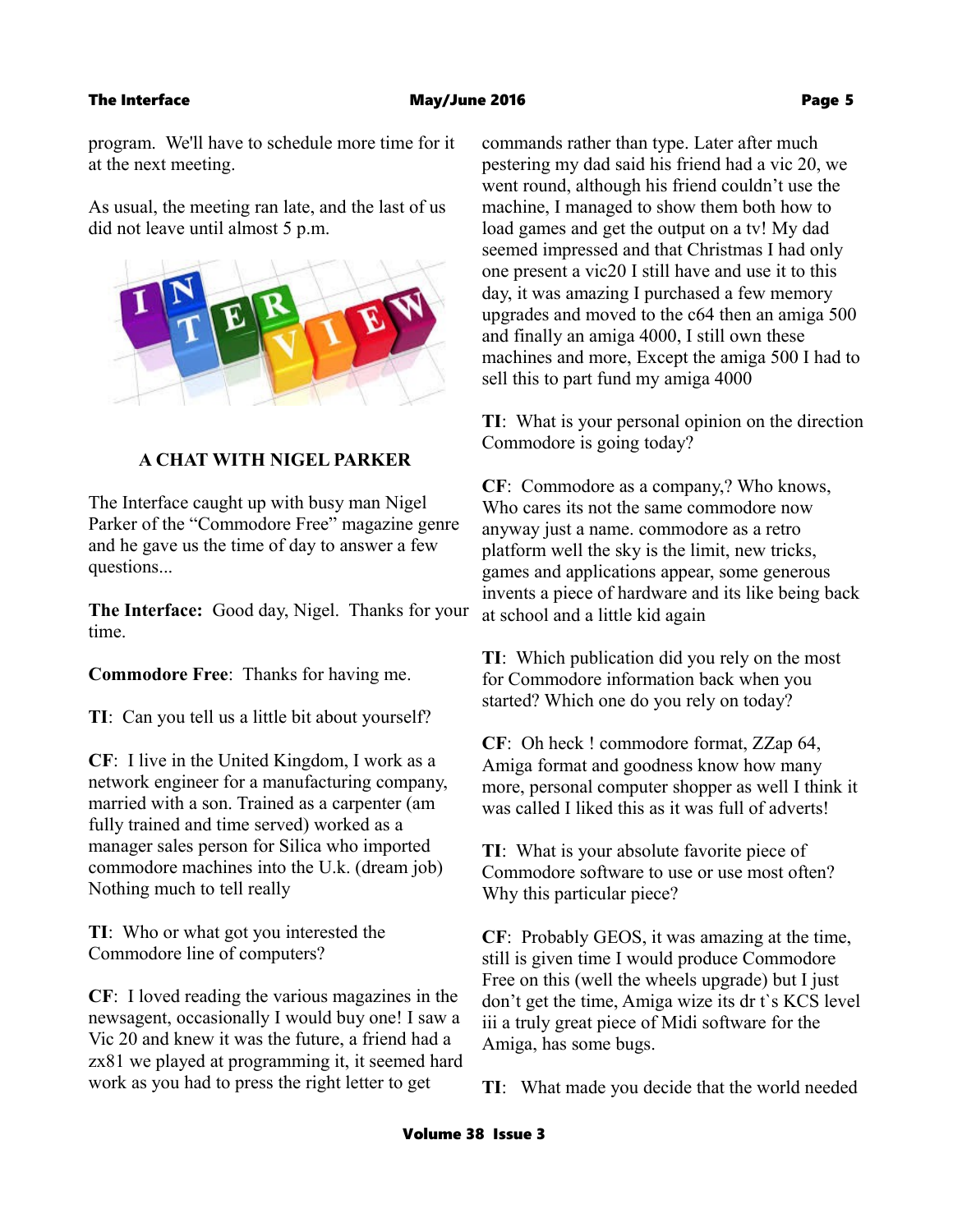program. We'll have to schedule more time for it at the next meeting.

As usual, the meeting ran late, and the last of us did not leave until almost 5 p.m.

### A CHAT WITH NIGEL PARKER

The Interface caught up with busy man Nigel Parker of the "Commodore Free" magazine genre and he gave us the time of day to answer a few questions...

**The Interface:** Good day, Nigel. Thanks for your time.

**Commodore Free**: Thanks for having me.

**TI**: Can you tell us a little bit about yourself?

**CF**: I live in the United Kingdom, I work as a network engineer for a manufacturing company, married with a son. Trained as a carpenter (am fully trained and time served) worked as a manager sales person for Silica who imported commodore machines into the U.k. (dream job) Nothing much to tell really

**TI**: Who or what got you interested the Commodore line of computers?

**CF**: I loved reading the various magazines in the newsagent, occasionally I would buy one! I saw a Vic 20 and knew it was the future, a friend had a zx81 we played at programming it, it seemed hard work as you had to press the right letter to get commands rather than type. Later after much pestering my dad said his friend had a vic 20, we went round, although his friend couldn't use the machine, I managed to show them both how to load games and get the output on a tv! My dad seemed impressed and that Christmas I had only one present a vic20 I still have and use it to this day, it was amazing I purchased a few memory upgrades and moved to the c64 then an amiga 500 and finally an amiga 4000, I still own these machines and more, Except the amiga 500 I had to sell this to part fund my amiga 4000

**TI**: What is your personal opinion on the direction Commodore is going today?

**CF**: Commodore as a company,? Who knows, Who cares its not the same commodore now anyway just a name. commodore as a retro platform well the sky is the limit, new tricks, games and applications appear, some generous invents a piece of hardware and its like being back at school and a little kid again

**TI**: Which publication did you rely on the most for Commodore information back when you started? Which one do you rely on today?

**CF**: Oh heck ! commodore format, ZZap 64, Amiga format and goodness know how many more, personal computer shopper as well I think it was called I liked this as it was full of adverts!

**TI**: What is your absolute favorite piece of Commodore software to use or use most often? Why this particular piece?

**CF**: Probably GEOS, it was amazing at the time, still is given time I would produce Commodore Free on this (well the wheels upgrade) but I just don't get the time, Amiga wize its dr t`s KCS level iii a truly great piece of Midi software for the Amiga, has some bugs.

**TI**: What made you decide that the world needed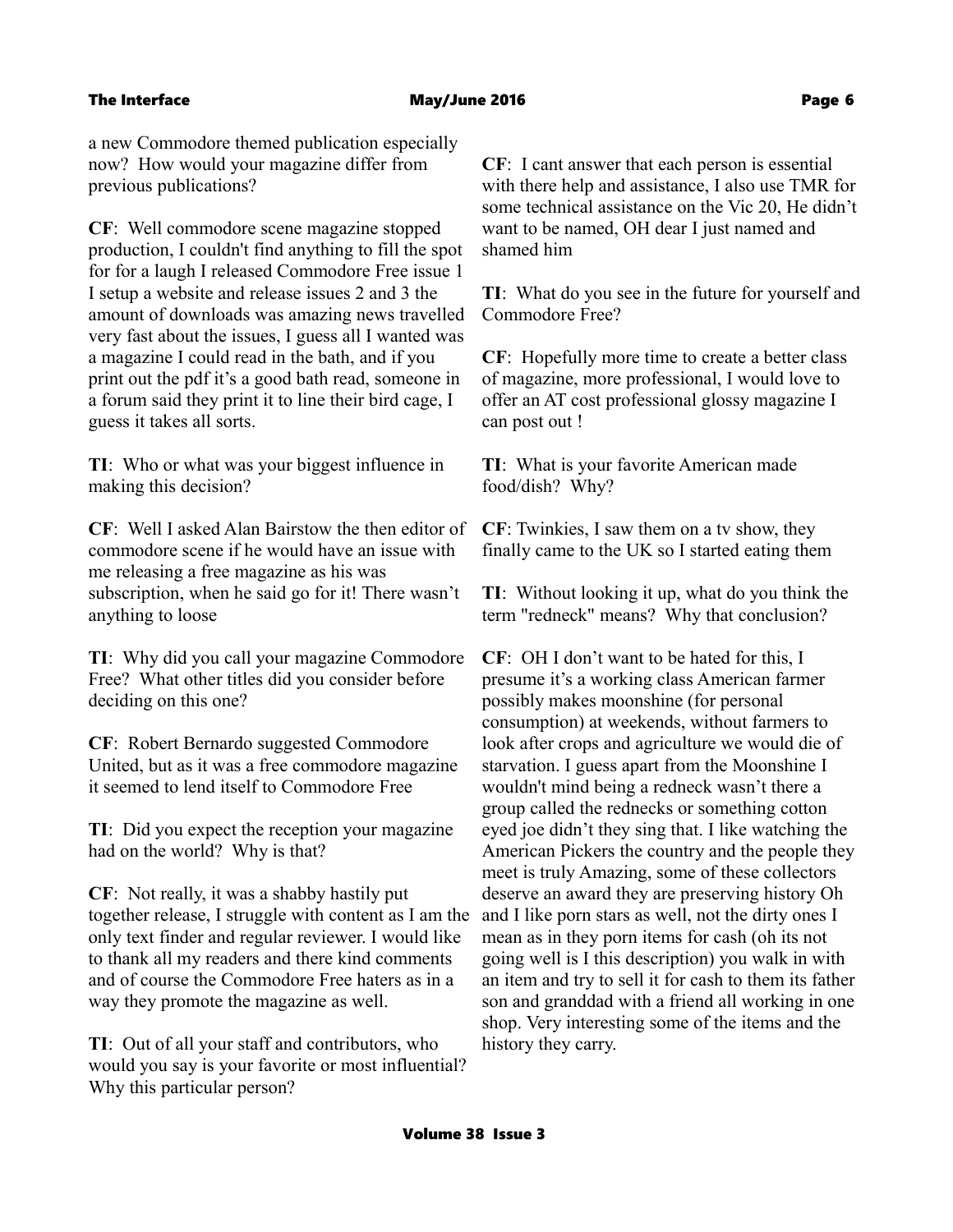a new Commodore themed publication especially now? How would your magazine differ from previous publications?

**CF**: Well commodore scene magazine stopped production, I couldn't find anything to fill the spot for for a laugh I released Commodore Free issue 1 I setup a website and release issues 2 and 3 the amount of downloads was amazing news travelled very fast about the issues, I guess all I wanted was a magazine I could read in the bath, and if you print out the pdf it's a good bath read, someone in a forum said they print it to line their bird cage, I guess it takes all sorts.

**TI**: Who or what was your biggest influence in making this decision?

**CF**: Well I asked Alan Bairstow the then editor of commodore scene if he would have an issue with me releasing a free magazine as his was subscription, when he said go for it! There wasn't anything to loose

**TI**: Why did you call your magazine Commodore Free? What other titles did you consider before deciding on this one?

**CF**: Robert Bernardo suggested Commodore United, but as it was a free commodore magazine it seemed to lend itself to Commodore Free

**TI**: Did you expect the reception your magazine had on the world? Why is that?

**CF**: Not really, it was a shabby hastily put together release, I struggle with content as I am the only text finder and regular reviewer. I would like to thank all my readers and there kind comments and of course the Commodore Free haters as in a way they promote the magazine as well.

**TI**: Out of all your staff and contributors, who would you say is your favorite or most influential? Why this particular person?

**CF**: I cant answer that each person is essential with there help and assistance, I also use TMR for some technical assistance on the Vic 20, He didn't want to be named, OH dear I just named and shamed him

**TI**: What do you see in the future for yourself and Commodore Free?

**CF**: Hopefully more time to create a better class of magazine, more professional, I would love to offer an AT cost professional glossy magazine I can post out !

**TI**: What is your favorite American made food/dish? Why?

**CF**: Twinkies, I saw them on a tv show, they finally came to the UK so I started eating them

**TI**: Without looking it up, what do you think the term "redneck" means? Why that conclusion?

**CF**: OH I don't want to be hated for this, I presume it's a working class American farmer possibly makes moonshine (for personal consumption) at weekends, without farmers to look after crops and agriculture we would die of starvation. I guess apart from the Moonshine I wouldn't mind being a redneck wasn't there a group called the rednecks or something cotton eyed joe didn't they sing that. I like watching the American Pickers the country and the people they meet is truly Amazing, some of these collectors deserve an award they are preserving history Oh and I like porn stars as well, not the dirty ones I mean as in they porn items for cash (oh its not going well is I this description) you walk in with an item and try to sell it for cash to them its father son and granddad with a friend all working in one shop. Very interesting some of the items and the history they carry.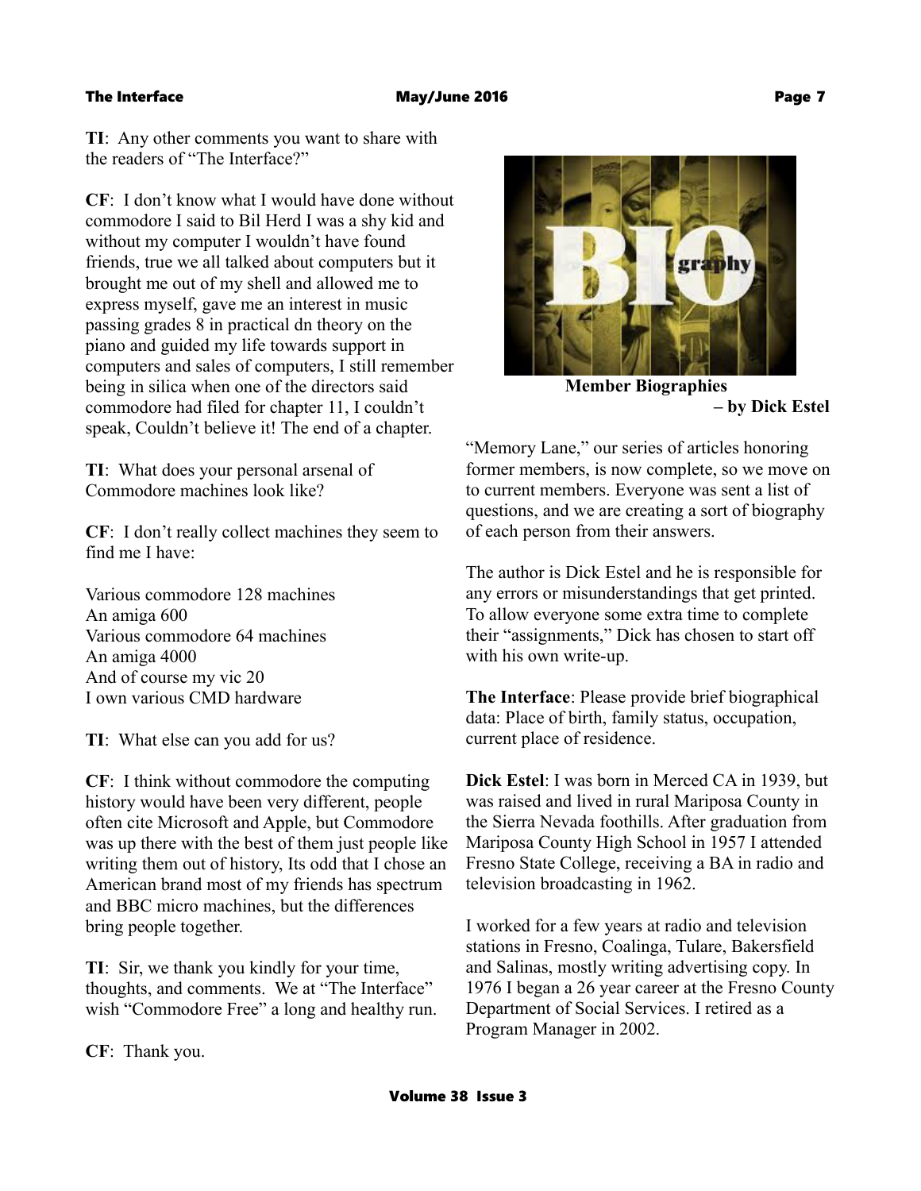**TI**: Any other comments you want to share with the readers of "The Interface?"

**CF**: I don't know what I would have done without commodore I said to Bil Herd I was a shy kid and without my computer I wouldn't have found friends, true we all talked about computers but it brought me out of my shell and allowed me to express myself, gave me an interest in music passing grades 8 in practical dn theory on the piano and guided my life towards support in computers and sales of computers, I still remember being in silica when one of the directors said commodore had filed for chapter 11, I couldn't speak, Couldn't believe it! The end of a chapter.

**TI**: What does your personal arsenal of Commodore machines look like?

**CF**: I don't really collect machines they seem to find me I have:

Various commodore 128 machines
An amiga 600
Various commodore 64 machines
An amiga 4000
And of course my vic 20
I own various CMD hardware

**TI**: What else can you add for us?

**CF**: I think without commodore the computing history would have been very different, people often cite Microsoft and Apple, but Commodore was up there with the best of them just people like writing them out of history, Its odd that I chose an American brand most of my friends has spectrum and BBC micro machines, but the differences bring people together.

**TI**: Sir, we thank you kindly for your time, thoughts, and comments. We at "The Interface" wish "Commodore Free" a long and healthy run.

**CF**: Thank you.

BIO graphy

**Member Biographies – by Dick Estel**

"Memory Lane," our series of articles honoring former members, is now complete, so we move on to current members. Everyone was sent a list of questions, and we are creating a sort of biography of each person from their answers.

The author is Dick Estel and he is responsible for any errors or misunderstandings that get printed. To allow everyone some extra time to complete their "assignments," Dick has chosen to start off with his own write-up.

**The Interface**: Please provide brief biographical data: Place of birth, family status, occupation, current place of residence.

**Dick Estel**: I was born in Merced CA in 1939, but was raised and lived in rural Mariposa County in the Sierra Nevada foothills. After graduation from Mariposa County High School in 1957 I attended Fresno State College, receiving a BA in radio and television broadcasting in 1962.

I worked for a few years at radio and television stations in Fresno, Coalinga, Tulare, Bakersfield and Salinas, mostly writing advertising copy. In 1976 I began a 26 year career at the Fresno County Department of Social Services. I retired as a Program Manager in 2002.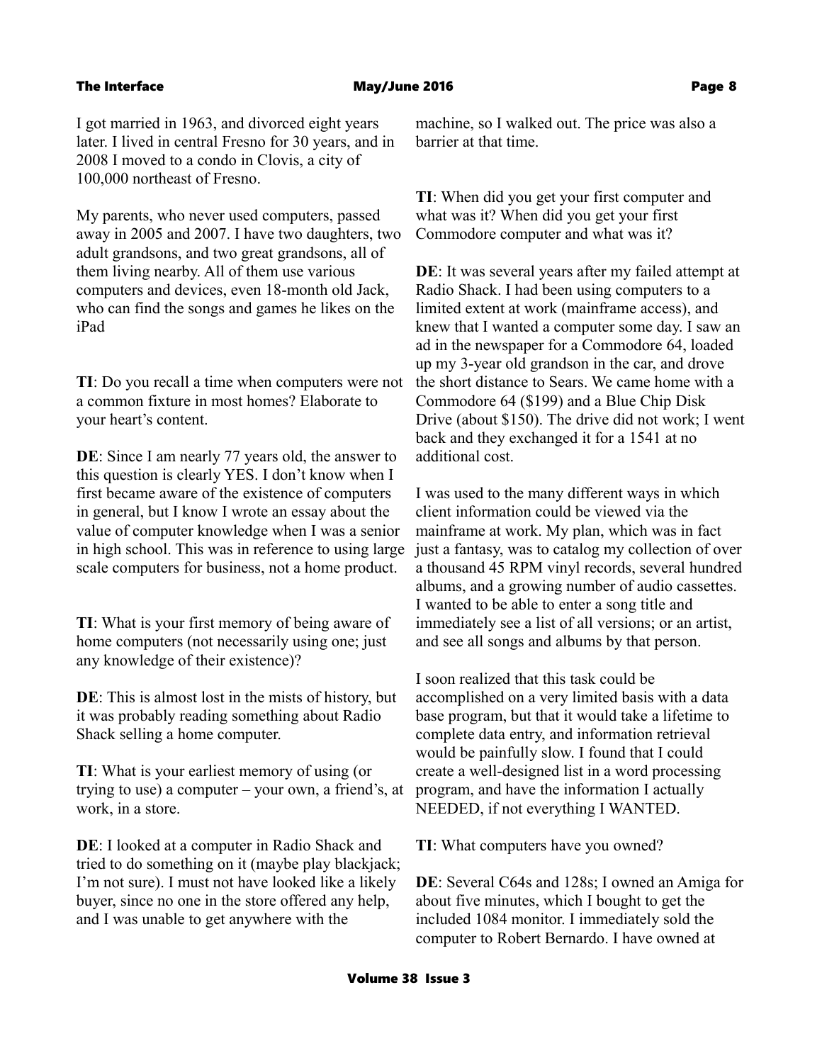I got married in 1963, and divorced eight years later. I lived in central Fresno for 30 years, and in 2008 I moved to a condo in Clovis, a city of 100,000 northeast of Fresno.

My parents, who never used computers, passed away in 2005 and 2007. I have two daughters, two adult grandsons, and two great grandsons, all of them living nearby. All of them use various computers and devices, even 18-month old Jack, who can find the songs and games he likes on the iPad

**TI**: Do you recall a time when computers were not a common fixture in most homes? Elaborate to your heart's content.

**DE**: Since I am nearly 77 years old, the answer to this question is clearly YES. I don't know when I first became aware of the existence of computers in general, but I know I wrote an essay about the value of computer knowledge when I was a senior in high school. This was in reference to using large scale computers for business, not a home product.

**TI**: What is your first memory of being aware of home computers (not necessarily using one; just any knowledge of their existence)?

**DE**: This is almost lost in the mists of history, but it was probably reading something about Radio Shack selling a home computer.

**TI**: What is your earliest memory of using (or trying to use) a computer – your own, a friend's, at work, in a store.

**DE**: I looked at a computer in Radio Shack and tried to do something on it (maybe play blackjack; I'm not sure). I must not have looked like a likely buyer, since no one in the store offered any help, and I was unable to get anywhere with the machine, so I walked out. The price was also a barrier at that time.

**TI**: When did you get your first computer and what was it? When did you get your first Commodore computer and what was it?

**DE**: It was several years after my failed attempt at Radio Shack. I had been using computers to a limited extent at work (mainframe access), and knew that I wanted a computer some day. I saw an ad in the newspaper for a Commodore 64, loaded up my 3-year old grandson in the car, and drove the short distance to Sears. We came home with a Commodore 64 ($199) and a Blue Chip Disk Drive (about $150). The drive did not work; I went back and they exchanged it for a 1541 at no additional cost.

I was used to the many different ways in which client information could be viewed via the mainframe at work. My plan, which was in fact just a fantasy, was to catalog my collection of over a thousand 45 RPM vinyl records, several hundred albums, and a growing number of audio cassettes. I wanted to be able to enter a song title and immediately see a list of all versions; or an artist, and see all songs and albums by that person.

I soon realized that this task could be accomplished on a very limited basis with a data base program, but that it would take a lifetime to complete data entry, and information retrieval would be painfully slow. I found that I could create a well-designed list in a word processing program, and have the information I actually NEEDED, if not everything I WANTED.

**TI**: What computers have you owned?

**DE**: Several C64s and 128s; I owned an Amiga for about five minutes, which I bought to get the included 1084 monitor. I immediately sold the computer to Robert Bernardo. I have owned at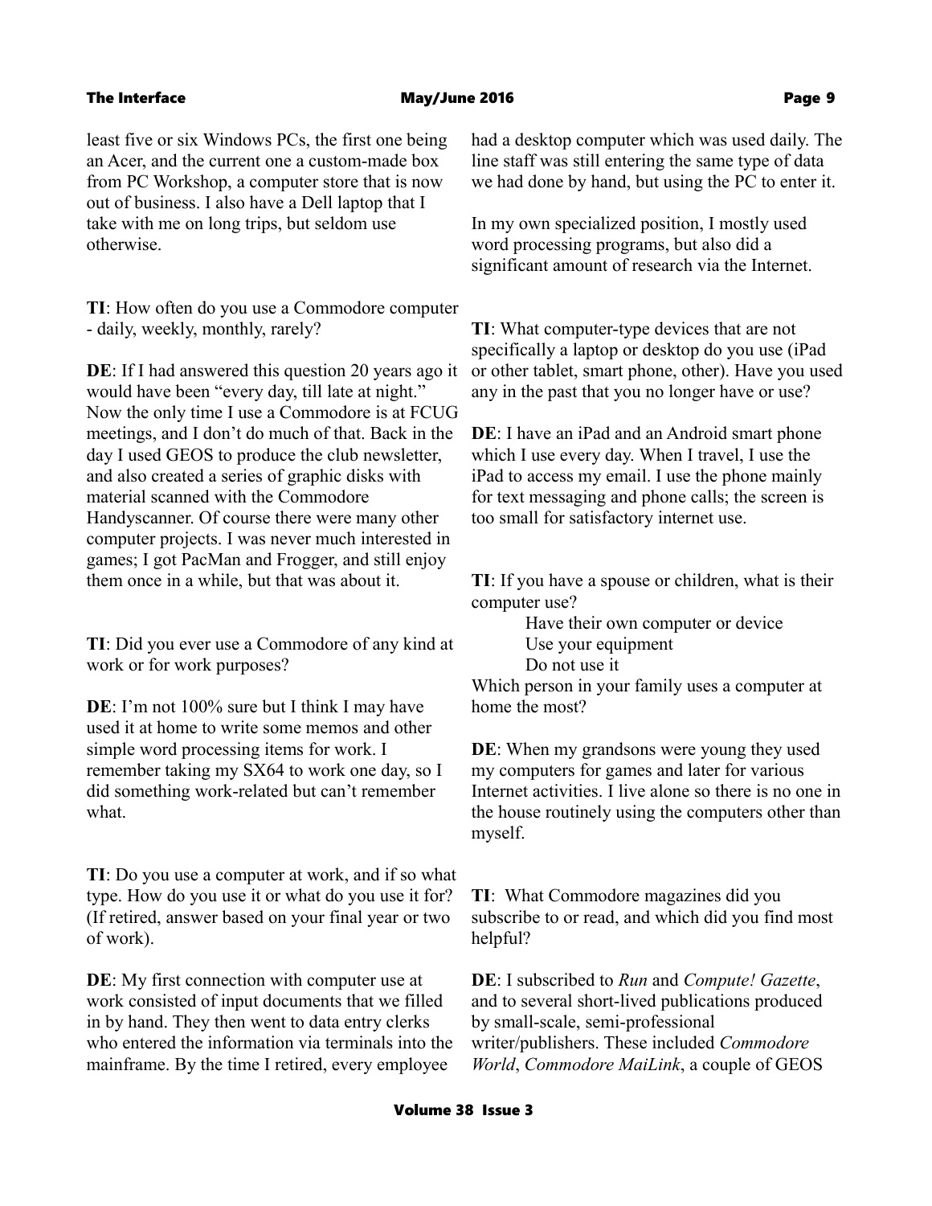least five or six Windows PCs, the first one being an Acer, and the current one a custom-made box from PC Workshop, a computer store that is now out of business. I also have a Dell laptop that I take with me on long trips, but seldom use otherwise.

**TI**: How often do you use a Commodore computer - daily, weekly, monthly, rarely?

**DE**: If I had answered this question 20 years ago it would have been "every day, till late at night." Now the only time I use a Commodore is at FCUG meetings, and I don't do much of that. Back in the day I used GEOS to produce the club newsletter, and also created a series of graphic disks with material scanned with the Commodore Handyscanner. Of course there were many other computer projects. I was never much interested in games; I got PacMan and Frogger, and still enjoy them once in a while, but that was about it.

**TI**: Did you ever use a Commodore of any kind at work or for work purposes?

**DE**: I'm not 100% sure but I think I may have used it at home to write some memos and other simple word processing items for work. I remember taking my SX64 to work one day, so I did something work-related but can't remember what.

**TI**: Do you use a computer at work, and if so what type. How do you use it or what do you use it for? (If retired, answer based on your final year or two of work).

**DE**: My first connection with computer use at work consisted of input documents that we filled in by hand. They then went to data entry clerks who entered the information via terminals into the mainframe. By the time I retired, every employee had a desktop computer which was used daily. The line staff was still entering the same type of data we had done by hand, but using the PC to enter it.

In my own specialized position, I mostly used word processing programs, but also did a significant amount of research via the Internet.

**TI**: What computer-type devices that are not specifically a laptop or desktop do you use (iPad or other tablet, smart phone, other). Have you used any in the past that you no longer have or use?

**DE**: I have an iPad and an Android smart phone which I use every day. When I travel, I use the iPad to access my email. I use the phone mainly for text messaging and phone calls; the screen is too small for satisfactory internet use.

**TI**: If you have a spouse or children, what is their computer use?

Have their own computer or device
Use your equipment
Do not use it

Which person in your family uses a computer at home the most?

**DE**: When my grandsons were young they used my computers for games and later for various Internet activities. I live alone so there is no one in the house routinely using the computers other than myself.

**TI**: What Commodore magazines did you subscribe to or read, and which did you find most helpful?

**DE**: I subscribed to *Run* and *Compute! Gazette*, and to several short-lived publications produced by small-scale, semi-professional writer/publishers. These included *Commodore World*, *Commodore MaiLink*, a couple of GEOS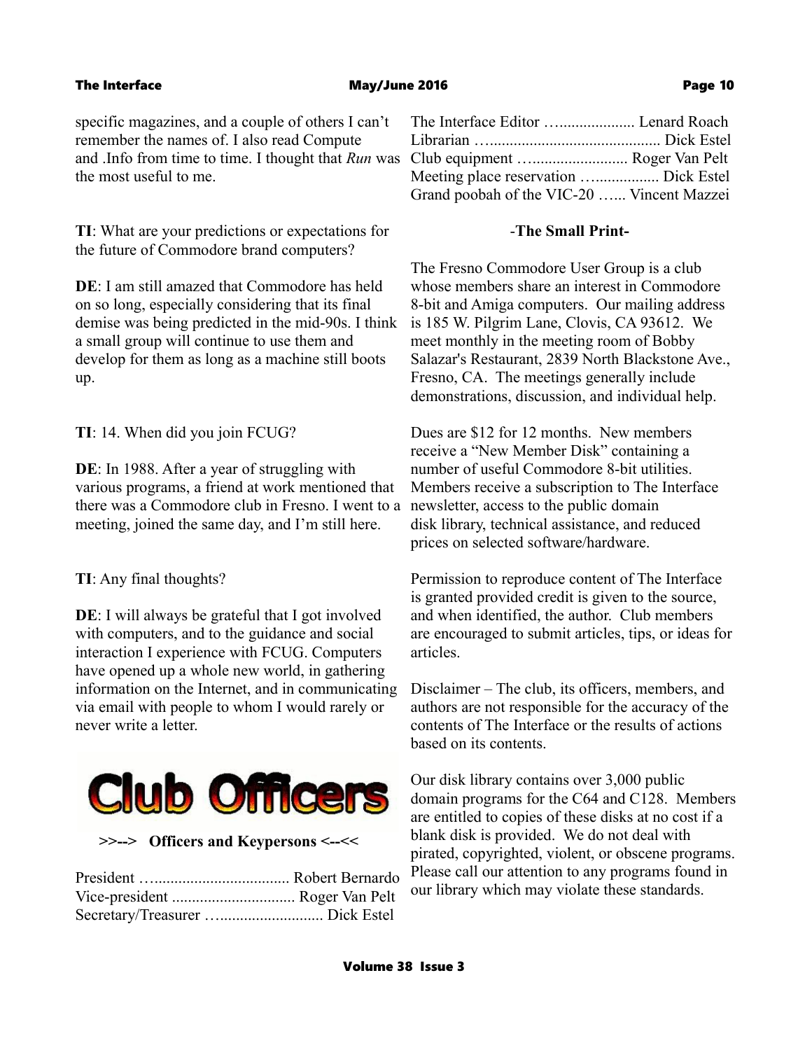specific magazines, and a couple of others I can't remember the names of. I also read Compute and .Info from time to time. I thought that *Run* was the most useful to me.

**TI**: What are your predictions or expectations for the future of Commodore brand computers?

**DE**: I am still amazed that Commodore has held on so long, especially considering that its final demise was being predicted in the mid-90s. I think a small group will continue to use them and develop for them as long as a machine still boots up.

**TI**: 14. When did you join FCUG?

**DE**: In 1988. After a year of struggling with various programs, a friend at work mentioned that there was a Commodore club in Fresno. I went to a meeting, joined the same day, and I'm still here.

**TI**: Any final thoughts?

**DE**: I will always be grateful that I got involved with computers, and to the guidance and social interaction I experience with FCUG. Computers have opened up a whole new world, in gathering information on the Internet, and in communicating via email with people to whom I would rarely or never write a letter.

## Club Officers

**>>--> Officers and Keypersons <--<<**

President …................................. Robert Bernardo
Vice-president .............................. Roger Van Pelt
Secretary/Treasurer …......................... Dick Estel
The Interface Editor …................... Lenard Roach
Librarian …......................................... Dick Estel
Club equipment …....................... Roger Van Pelt
Meeting place reservation ….............. Dick Estel
Grand poobah of the VIC-20 …... Vincent Mazzei

### -The Small Print-

The Fresno Commodore User Group is a club whose members share an interest in Commodore 8-bit and Amiga computers. Our mailing address is 185 W. Pilgrim Lane, Clovis, CA 93612. We meet monthly in the meeting room of Bobby Salazar's Restaurant, 2839 North Blackstone Ave., Fresno, CA. The meetings generally include demonstrations, discussion, and individual help.

Dues are $12 for 12 months. New members receive a "New Member Disk" containing a number of useful Commodore 8-bit utilities. Members receive a subscription to The Interface newsletter, access to the public domain disk library, technical assistance, and reduced prices on selected software/hardware.

Permission to reproduce content of The Interface is granted provided credit is given to the source, and when identified, the author. Club members are encouraged to submit articles, tips, or ideas for articles.

Disclaimer – The club, its officers, members, and authors are not responsible for the accuracy of the contents of The Interface or the results of actions based on its contents.

Our disk library contains over 3,000 public domain programs for the C64 and C128. Members are entitled to copies of these disks at no cost if a blank disk is provided. We do not deal with pirated, copyrighted, violent, or obscene programs. Please call our attention to any programs found in our library which may violate these standards.